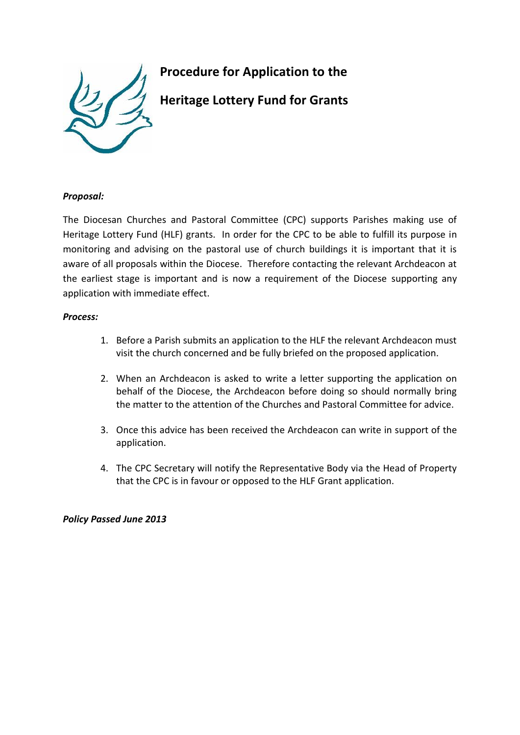# Procedure for Application to the Heritage Lottery Fund for Grants

***Proposal:***

The Diocesan Churches and Pastoral Committee (CPC) supports Parishes making use of Heritage Lottery Fund (HLF) grants. In order for the CPC to be able to fulfill its purpose in monitoring and advising on the pastoral use of church buildings it is important that it is aware of all proposals within the Diocese. Therefore contacting the relevant Archdeacon at the earliest stage is important and is now a requirement of the Diocese supporting any application with immediate effect.

***Process:***

1. Before a Parish submits an application to the HLF the relevant Archdeacon must visit the church concerned and be fully briefed on the proposed application.
2. When an Archdeacon is asked to write a letter supporting the application on behalf of the Diocese, the Archdeacon before doing so should normally bring the matter to the attention of the Churches and Pastoral Committee for advice.
3. Once this advice has been received the Archdeacon can write in support of the application.
4. The CPC Secretary will notify the Representative Body via the Head of Property that the CPC is in favour or opposed to the HLF Grant application.

***Policy Passed June 2013***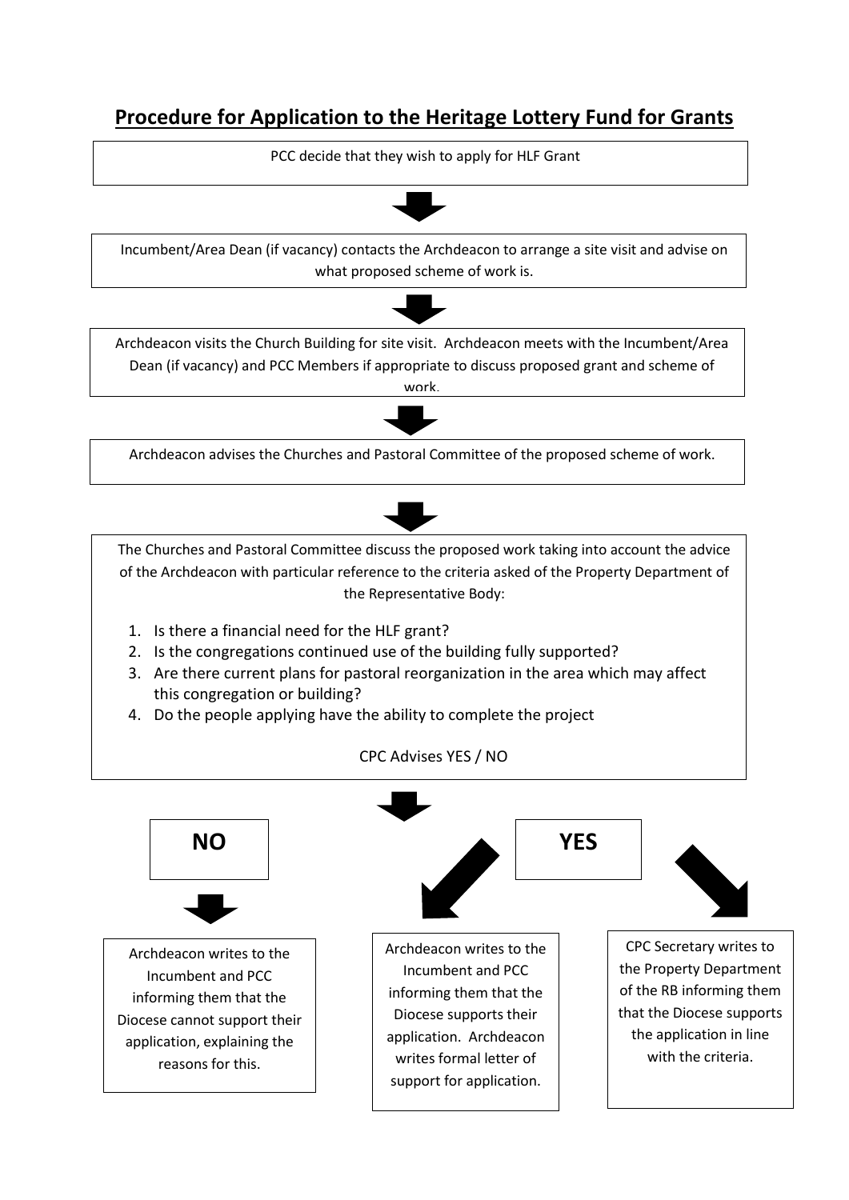# Procedure for Application to the Heritage Lottery Fund for Grants

PCC decide that they wish to apply for HLF Grant

Incumbent/Area Dean (if vacancy) contacts the Archdeacon to arrange a site visit and advise on what proposed scheme of work is.

Archdeacon visits the Church Building for site visit. Archdeacon meets with the Incumbent/Area Dean (if vacancy) and PCC Members if appropriate to discuss proposed grant and scheme of work.

Archdeacon advises the Churches and Pastoral Committee of the proposed scheme of work.

The Churches and Pastoral Committee discuss the proposed work taking into account the advice of the Archdeacon with particular reference to the criteria asked of the Property Department of the Representative Body:

1. Is there a financial need for the HLF grant?
2. Is the congregations continued use of the building fully supported?
3. Are there current plans for pastoral reorganization in the area which may affect this congregation or building?
4. Do the people applying have the ability to complete the project

CPC Advises YES / NO

**NO**

Archdeacon writes to the Incumbent and PCC informing them that the Diocese cannot support their application, explaining the reasons for this.

**YES**

Archdeacon writes to the Incumbent and PCC informing them that the Diocese supports their application. Archdeacon writes formal letter of support for application.

CPC Secretary writes to the Property Department of the RB informing them that the Diocese supports the application in line with the criteria.